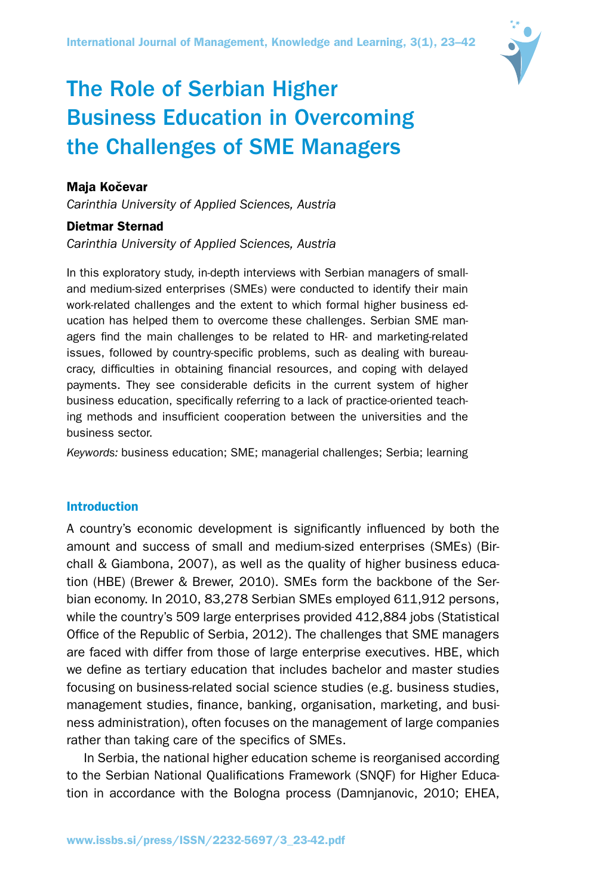# The Role of Serbian Higher Business Education in Overcoming the Challenges of SME Managers

**Maja Kočevar**

*Carinthia University of Applied Sciences, Austria*

**Dietmar Sternad**

*Carinthia University of Applied Sciences, Austria*

In this exploratory study, in-depth interviews with Serbian managers of small- and medium-sized enterprises (SMEs) were conducted to identify their main work-related challenges and the extent to which formal higher business education has helped them to overcome these challenges. Serbian SME managers find the main challenges to be related to HR- and marketing-related issues, followed by country-specific problems, such as dealing with bureaucracy, difficulties in obtaining financial resources, and coping with delayed payments. They see considerable deficits in the current system of higher business education, specifically referring to a lack of practice-oriented teaching methods and insufficient cooperation between the universities and the business sector.

*Keywords:* business education; SME; managerial challenges; Serbia; learning

## Introduction

A country's economic development is significantly influenced by both the amount and success of small and medium-sized enterprises (SMEs) (Birchall & Giambona, 2007), as well as the quality of higher business education (HBE) (Brewer & Brewer, 2010). SMEs form the backbone of the Serbian economy. In 2010, 83,278 Serbian SMEs employed 611,912 persons, while the country's 509 large enterprises provided 412,884 jobs (Statistical Office of the Republic of Serbia, 2012). The challenges that SME managers are faced with differ from those of large enterprise executives. HBE, which we define as tertiary education that includes bachelor and master studies focusing on business-related social science studies (e.g. business studies, management studies, finance, banking, organisation, marketing, and business administration), often focuses on the management of large companies rather than taking care of the specifics of SMEs.

In Serbia, the national higher education scheme is reorganised according to the Serbian National Qualifications Framework (SNQF) for Higher Education in accordance with the Bologna process (Damnjanovic, 2010; EHEA,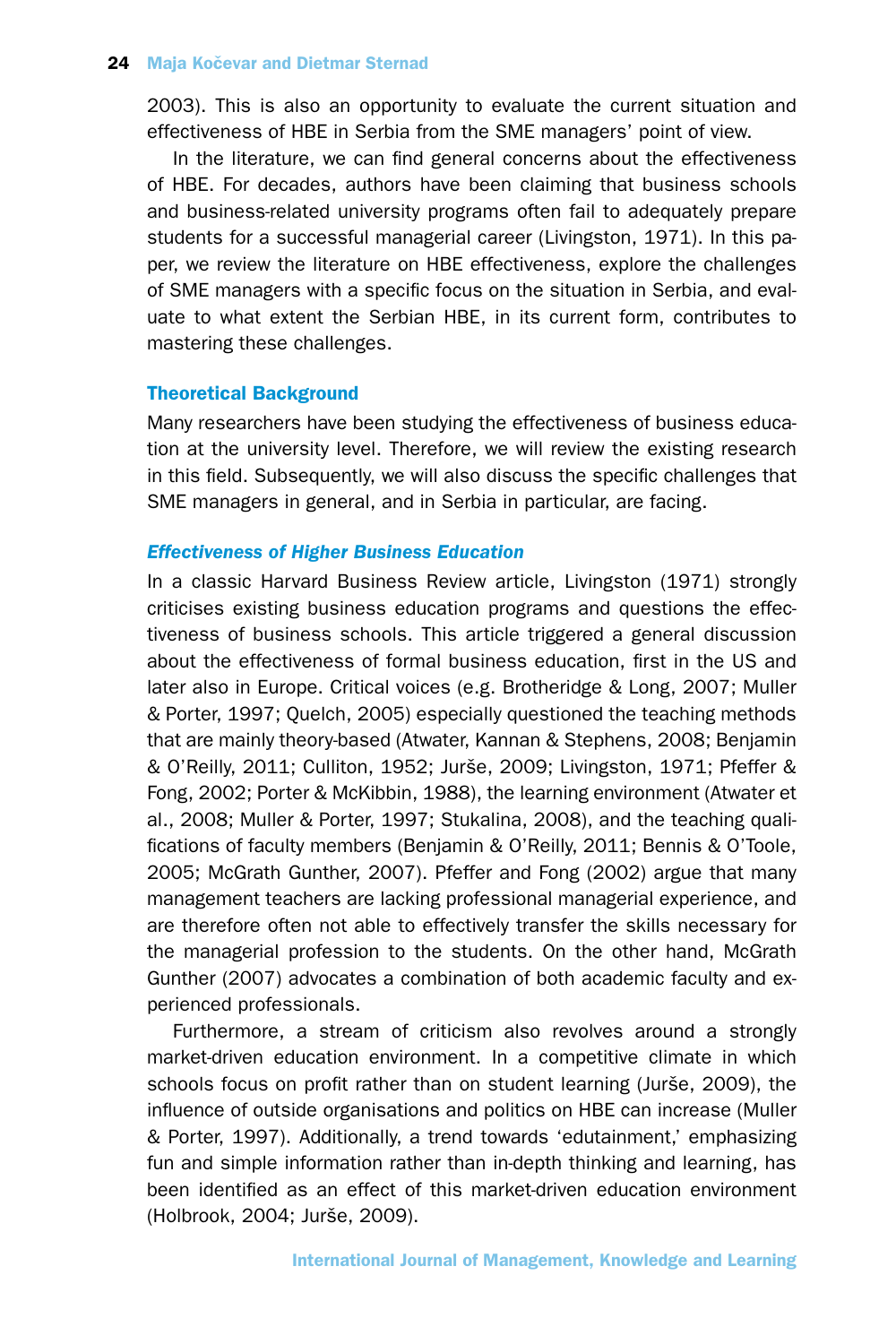2003). This is also an opportunity to evaluate the current situation and effectiveness of HBE in Serbia from the SME managers' point of view.

In the literature, we can find general concerns about the effectiveness of HBE. For decades, authors have been claiming that business schools and business-related university programs often fail to adequately prepare students for a successful managerial career (Livingston, 1971). In this paper, we review the literature on HBE effectiveness, explore the challenges of SME managers with a specific focus on the situation in Serbia, and evaluate to what extent the Serbian HBE, in its current form, contributes to mastering these challenges.

## Theoretical Background

Many researchers have been studying the effectiveness of business education at the university level. Therefore, we will review the existing research in this field. Subsequently, we will also discuss the specific challenges that SME managers in general, and in Serbia in particular, are facing.

### *Effectiveness of Higher Business Education*

In a classic Harvard Business Review article, Livingston (1971) strongly criticises existing business education programs and questions the effectiveness of business schools. This article triggered a general discussion about the effectiveness of formal business education, first in the US and later also in Europe. Critical voices (e.g. Brotheridge & Long, 2007; Muller & Porter, 1997; Quelch, 2005) especially questioned the teaching methods that are mainly theory-based (Atwater, Kannan & Stephens, 2008; Benjamin & O'Reilly, 2011; Culliton, 1952; Jurše, 2009; Livingston, 1971; Pfeffer & Fong, 2002; Porter & McKibbin, 1988), the learning environment (Atwater et al., 2008; Muller & Porter, 1997; Stukalina, 2008), and the teaching qualifications of faculty members (Benjamin & O'Reilly, 2011; Bennis & O'Toole, 2005; McGrath Gunther, 2007). Pfeffer and Fong (2002) argue that many management teachers are lacking professional managerial experience, and are therefore often not able to effectively transfer the skills necessary for the managerial profession to the students. On the other hand, McGrath Gunther (2007) advocates a combination of both academic faculty and experienced professionals.

Furthermore, a stream of criticism also revolves around a strongly market-driven education environment. In a competitive climate in which schools focus on profit rather than on student learning (Jurše, 2009), the influence of outside organisations and politics on HBE can increase (Muller & Porter, 1997). Additionally, a trend towards 'edutainment,' emphasizing fun and simple information rather than in-depth thinking and learning, has been identified as an effect of this market-driven education environment (Holbrook, 2004; Jurše, 2009).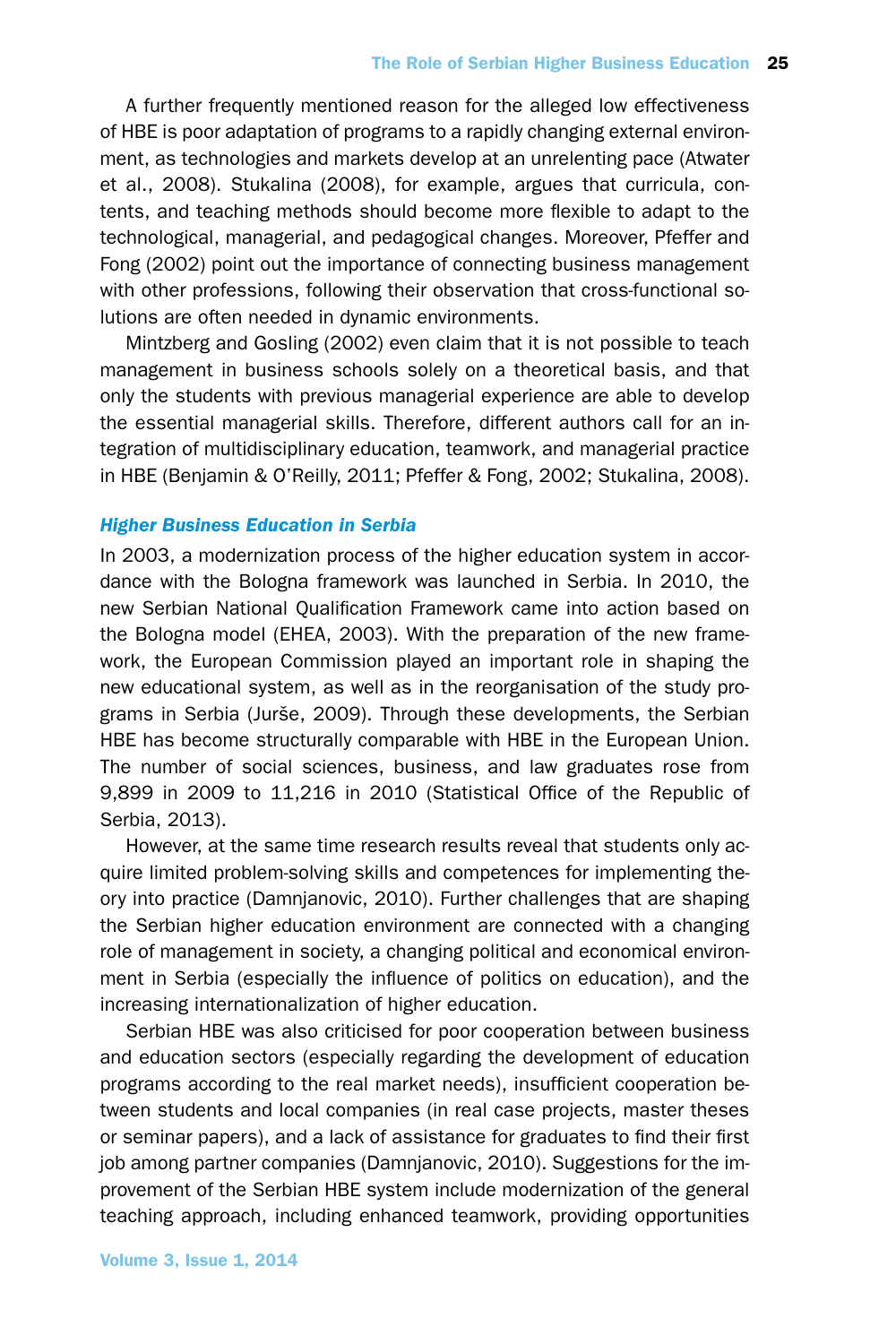A further frequently mentioned reason for the alleged low effectiveness of HBE is poor adaptation of programs to a rapidly changing external environment, as technologies and markets develop at an unrelenting pace (Atwater et al., 2008). Stukalina (2008), for example, argues that curricula, contents, and teaching methods should become more flexible to adapt to the technological, managerial, and pedagogical changes. Moreover, Pfeffer and Fong (2002) point out the importance of connecting business management with other professions, following their observation that cross-functional solutions are often needed in dynamic environments.

Mintzberg and Gosling (2002) even claim that it is not possible to teach management in business schools solely on a theoretical basis, and that only the students with previous managerial experience are able to develop the essential managerial skills. Therefore, different authors call for an integration of multidisciplinary education, teamwork, and managerial practice in HBE (Benjamin & O'Reilly, 2011; Pfeffer & Fong, 2002; Stukalina, 2008).

### *Higher Business Education in Serbia*

In 2003, a modernization process of the higher education system in accordance with the Bologna framework was launched in Serbia. In 2010, the new Serbian National Qualification Framework came into action based on the Bologna model (EHEA, 2003). With the preparation of the new framework, the European Commission played an important role in shaping the new educational system, as well as in the reorganisation of the study programs in Serbia (Jurše, 2009). Through these developments, the Serbian HBE has become structurally comparable with HBE in the European Union. The number of social sciences, business, and law graduates rose from 9,899 in 2009 to 11,216 in 2010 (Statistical Office of the Republic of Serbia, 2013).

However, at the same time research results reveal that students only acquire limited problem-solving skills and competences for implementing theory into practice (Damnjanovic, 2010). Further challenges that are shaping the Serbian higher education environment are connected with a changing role of management in society, a changing political and economical environment in Serbia (especially the influence of politics on education), and the increasing internationalization of higher education.

Serbian HBE was also criticised for poor cooperation between business and education sectors (especially regarding the development of education programs according to the real market needs), insufficient cooperation between students and local companies (in real case projects, master theses or seminar papers), and a lack of assistance for graduates to find their first job among partner companies (Damnjanovic, 2010). Suggestions for the improvement of the Serbian HBE system include modernization of the general teaching approach, including enhanced teamwork, providing opportunities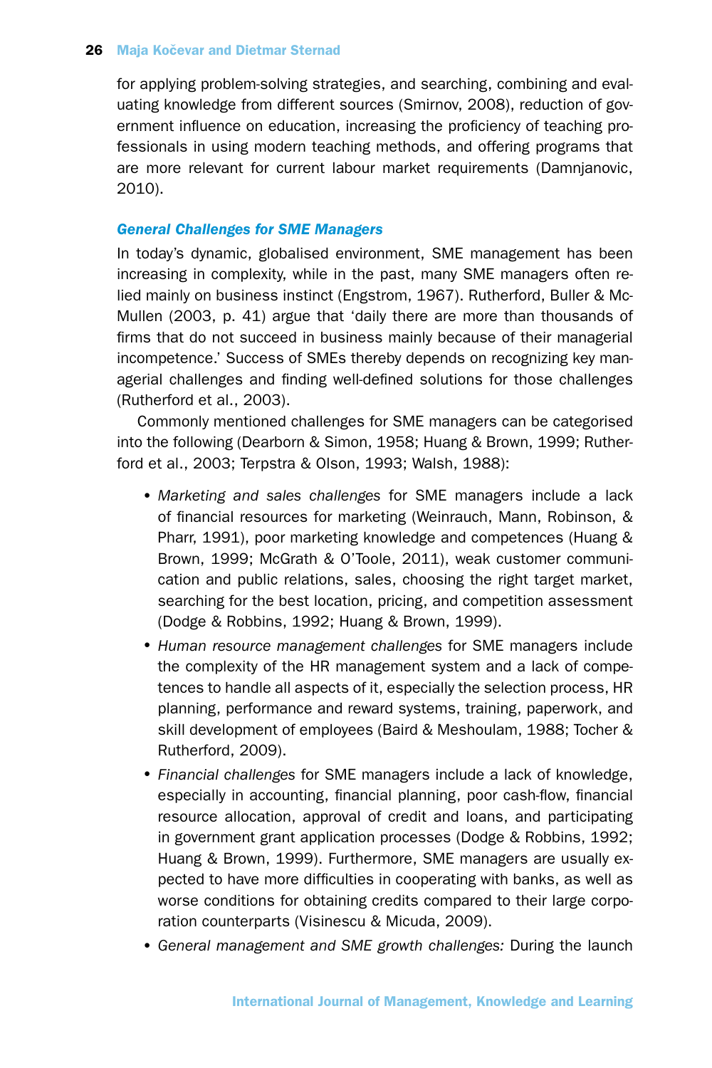for applying problem-solving strategies, and searching, combining and evaluating knowledge from different sources (Smirnov, 2008), reduction of government influence on education, increasing the proficiency of teaching professionals in using modern teaching methods, and offering programs that are more relevant for current labour market requirements (Damnjanovic, 2010).

### *General Challenges for SME Managers*

In today's dynamic, globalised environment, SME management has been increasing in complexity, while in the past, many SME managers often relied mainly on business instinct (Engstrom, 1967). Rutherford, Buller & McMullen (2003, p. 41) argue that 'daily there are more than thousands of firms that do not succeed in business mainly because of their managerial incompetence.' Success of SMEs thereby depends on recognizing key managerial challenges and finding well-defined solutions for those challenges (Rutherford et al., 2003).

Commonly mentioned challenges for SME managers can be categorised into the following (Dearborn & Simon, 1958; Huang & Brown, 1999; Rutherford et al., 2003; Terpstra & Olson, 1993; Walsh, 1988):

- *Marketing and sales challenges* for SME managers include a lack of financial resources for marketing (Weinrauch, Mann, Robinson, & Pharr, 1991), poor marketing knowledge and competences (Huang & Brown, 1999; McGrath & O'Toole, 2011), weak customer communication and public relations, sales, choosing the right target market, searching for the best location, pricing, and competition assessment (Dodge & Robbins, 1992; Huang & Brown, 1999).
- *Human resource management challenges* for SME managers include the complexity of the HR management system and a lack of competences to handle all aspects of it, especially the selection process, HR planning, performance and reward systems, training, paperwork, and skill development of employees (Baird & Meshoulam, 1988; Tocher & Rutherford, 2009).
- *Financial challenges* for SME managers include a lack of knowledge, especially in accounting, financial planning, poor cash-flow, financial resource allocation, approval of credit and loans, and participating in government grant application processes (Dodge & Robbins, 1992; Huang & Brown, 1999). Furthermore, SME managers are usually expected to have more difficulties in cooperating with banks, as well as worse conditions for obtaining credits compared to their large corporation counterparts (Visinescu & Micuda, 2009).
- *General management and SME growth challenges:* During the launch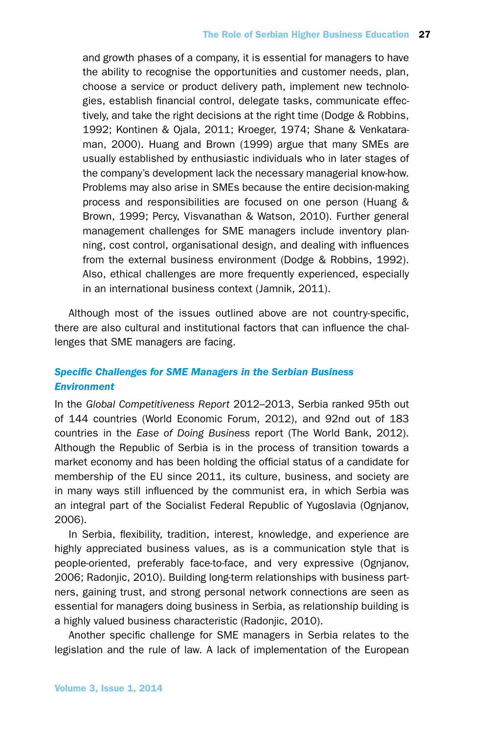and growth phases of a company, it is essential for managers to have the ability to recognise the opportunities and customer needs, plan, choose a service or product delivery path, implement new technologies, establish financial control, delegate tasks, communicate effectively, and take the right decisions at the right time (Dodge & Robbins, 1992; Kontinen & Ojala, 2011; Kroeger, 1974; Shane & Venkataraman, 2000). Huang and Brown (1999) argue that many SMEs are usually established by enthusiastic individuals who in later stages of the company's development lack the necessary managerial know-how. Problems may also arise in SMEs because the entire decision-making process and responsibilities are focused on one person (Huang & Brown, 1999; Percy, Visvanathan & Watson, 2010). Further general management challenges for SME managers include inventory planning, cost control, organisational design, and dealing with influences from the external business environment (Dodge & Robbins, 1992). Also, ethical challenges are more frequently experienced, especially in an international business context (Jamnik, 2011).

Although most of the issues outlined above are not country-specific, there are also cultural and institutional factors that can influence the challenges that SME managers are facing.

### *Specific Challenges for SME Managers in the Serbian Business Environment*

In the *Global Competitiveness Report* 2012–2013, Serbia ranked 95th out of 144 countries (World Economic Forum, 2012), and 92nd out of 183 countries in the *Ease of Doing Business* report (The World Bank, 2012). Although the Republic of Serbia is in the process of transition towards a market economy and has been holding the official status of a candidate for membership of the EU since 2011, its culture, business, and society are in many ways still influenced by the communist era, in which Serbia was an integral part of the Socialist Federal Republic of Yugoslavia (Ognjanov, 2006).

In Serbia, flexibility, tradition, interest, knowledge, and experience are highly appreciated business values, as is a communication style that is people-oriented, preferably face-to-face, and very expressive (Ognjanov, 2006; Radonjic, 2010). Building long-term relationships with business partners, gaining trust, and strong personal network connections are seen as essential for managers doing business in Serbia, as relationship building is a highly valued business characteristic (Radonjic, 2010).

Another specific challenge for SME managers in Serbia relates to the legislation and the rule of law. A lack of implementation of the European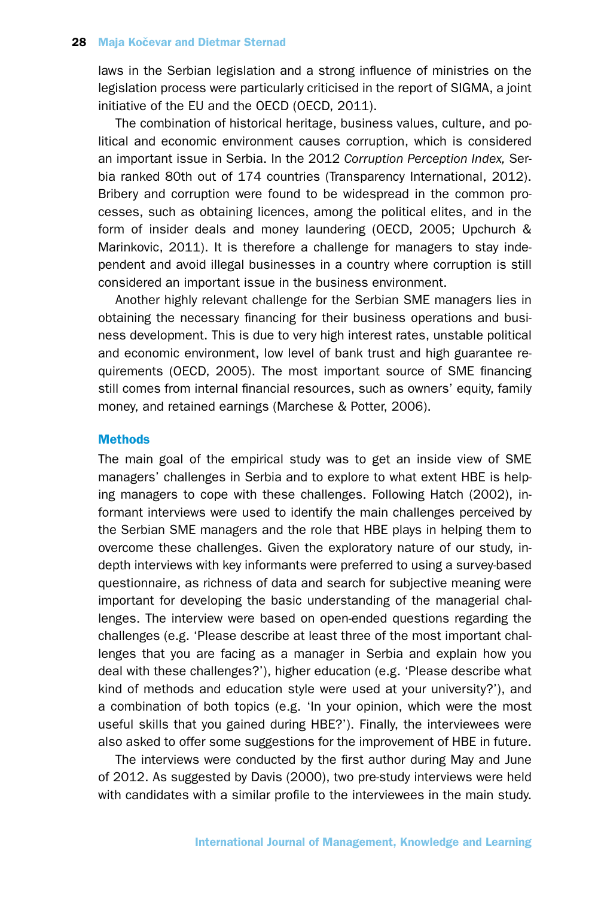laws in the Serbian legislation and a strong influence of ministries on the legislation process were particularly criticised in the report of SIGMA, a joint initiative of the EU and the OECD (OECD, 2011).

The combination of historical heritage, business values, culture, and political and economic environment causes corruption, which is considered an important issue in Serbia. In the 2012 *Corruption Perception Index,* Serbia ranked 80th out of 174 countries (Transparency International, 2012). Bribery and corruption were found to be widespread in the common processes, such as obtaining licences, among the political elites, and in the form of insider deals and money laundering (OECD, 2005; Upchurch & Marinkovic, 2011). It is therefore a challenge for managers to stay independent and avoid illegal businesses in a country where corruption is still considered an important issue in the business environment.

Another highly relevant challenge for the Serbian SME managers lies in obtaining the necessary financing for their business operations and business development. This is due to very high interest rates, unstable political and economic environment, low level of bank trust and high guarantee requirements (OECD, 2005). The most important source of SME financing still comes from internal financial resources, such as owners' equity, family money, and retained earnings (Marchese & Potter, 2006).

## Methods

The main goal of the empirical study was to get an inside view of SME managers' challenges in Serbia and to explore to what extent HBE is helping managers to cope with these challenges. Following Hatch (2002), informant interviews were used to identify the main challenges perceived by the Serbian SME managers and the role that HBE plays in helping them to overcome these challenges. Given the exploratory nature of our study, in-depth interviews with key informants were preferred to using a survey-based questionnaire, as richness of data and search for subjective meaning were important for developing the basic understanding of the managerial challenges. The interview were based on open-ended questions regarding the challenges (e.g. 'Please describe at least three of the most important challenges that you are facing as a manager in Serbia and explain how you deal with these challenges?'), higher education (e.g. 'Please describe what kind of methods and education style were used at your university?'), and a combination of both topics (e.g. 'In your opinion, which were the most useful skills that you gained during HBE?'). Finally, the interviewees were also asked to offer some suggestions for the improvement of HBE in future.

The interviews were conducted by the first author during May and June of 2012. As suggested by Davis (2000), two pre-study interviews were held with candidates with a similar profile to the interviewees in the main study.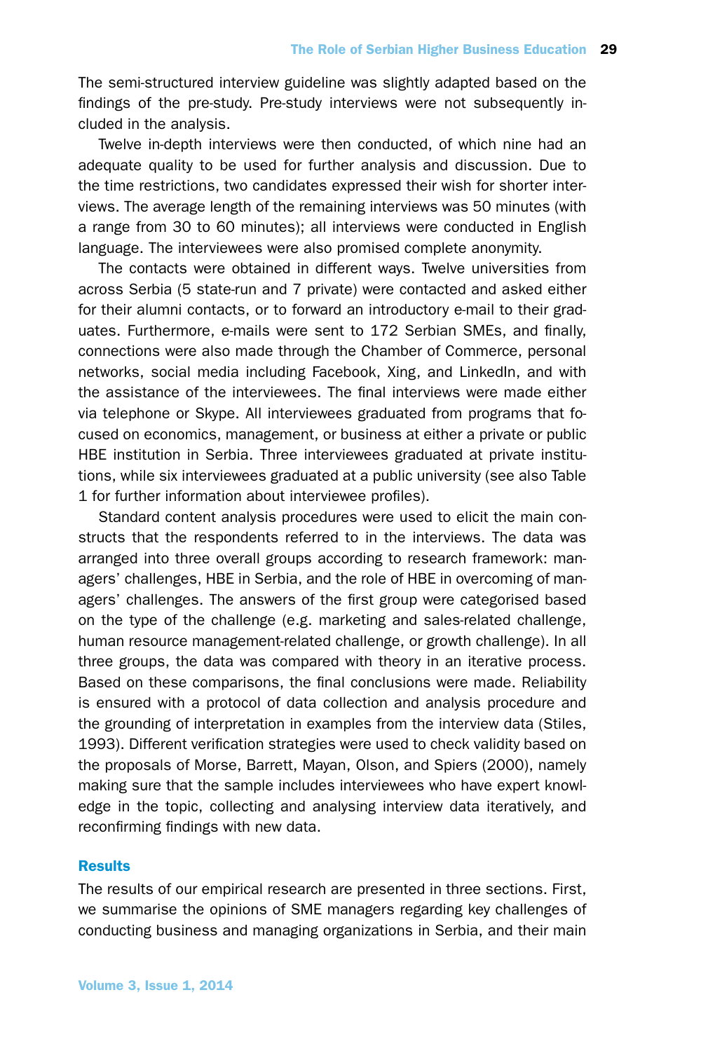The semi-structured interview guideline was slightly adapted based on the findings of the pre-study. Pre-study interviews were not subsequently included in the analysis.

Twelve in-depth interviews were then conducted, of which nine had an adequate quality to be used for further analysis and discussion. Due to the time restrictions, two candidates expressed their wish for shorter interviews. The average length of the remaining interviews was 50 minutes (with a range from 30 to 60 minutes); all interviews were conducted in English language. The interviewees were also promised complete anonymity.

The contacts were obtained in different ways. Twelve universities from across Serbia (5 state-run and 7 private) were contacted and asked either for their alumni contacts, or to forward an introductory e-mail to their graduates. Furthermore, e-mails were sent to 172 Serbian SMEs, and finally, connections were also made through the Chamber of Commerce, personal networks, social media including Facebook, Xing, and LinkedIn, and with the assistance of the interviewees. The final interviews were made either via telephone or Skype. All interviewees graduated from programs that focused on economics, management, or business at either a private or public HBE institution in Serbia. Three interviewees graduated at private institutions, while six interviewees graduated at a public university (see also Table 1 for further information about interviewee profiles).

Standard content analysis procedures were used to elicit the main constructs that the respondents referred to in the interviews. The data was arranged into three overall groups according to research framework: managers' challenges, HBE in Serbia, and the role of HBE in overcoming of managers' challenges. The answers of the first group were categorised based on the type of the challenge (e.g. marketing and sales-related challenge, human resource management-related challenge, or growth challenge). In all three groups, the data was compared with theory in an iterative process. Based on these comparisons, the final conclusions were made. Reliability is ensured with a protocol of data collection and analysis procedure and the grounding of interpretation in examples from the interview data (Stiles, 1993). Different verification strategies were used to check validity based on the proposals of Morse, Barrett, Mayan, Olson, and Spiers (2000), namely making sure that the sample includes interviewees who have expert knowledge in the topic, collecting and analysing interview data iteratively, and reconfirming findings with new data.

## Results

The results of our empirical research are presented in three sections. First, we summarise the opinions of SME managers regarding key challenges of conducting business and managing organizations in Serbia, and their main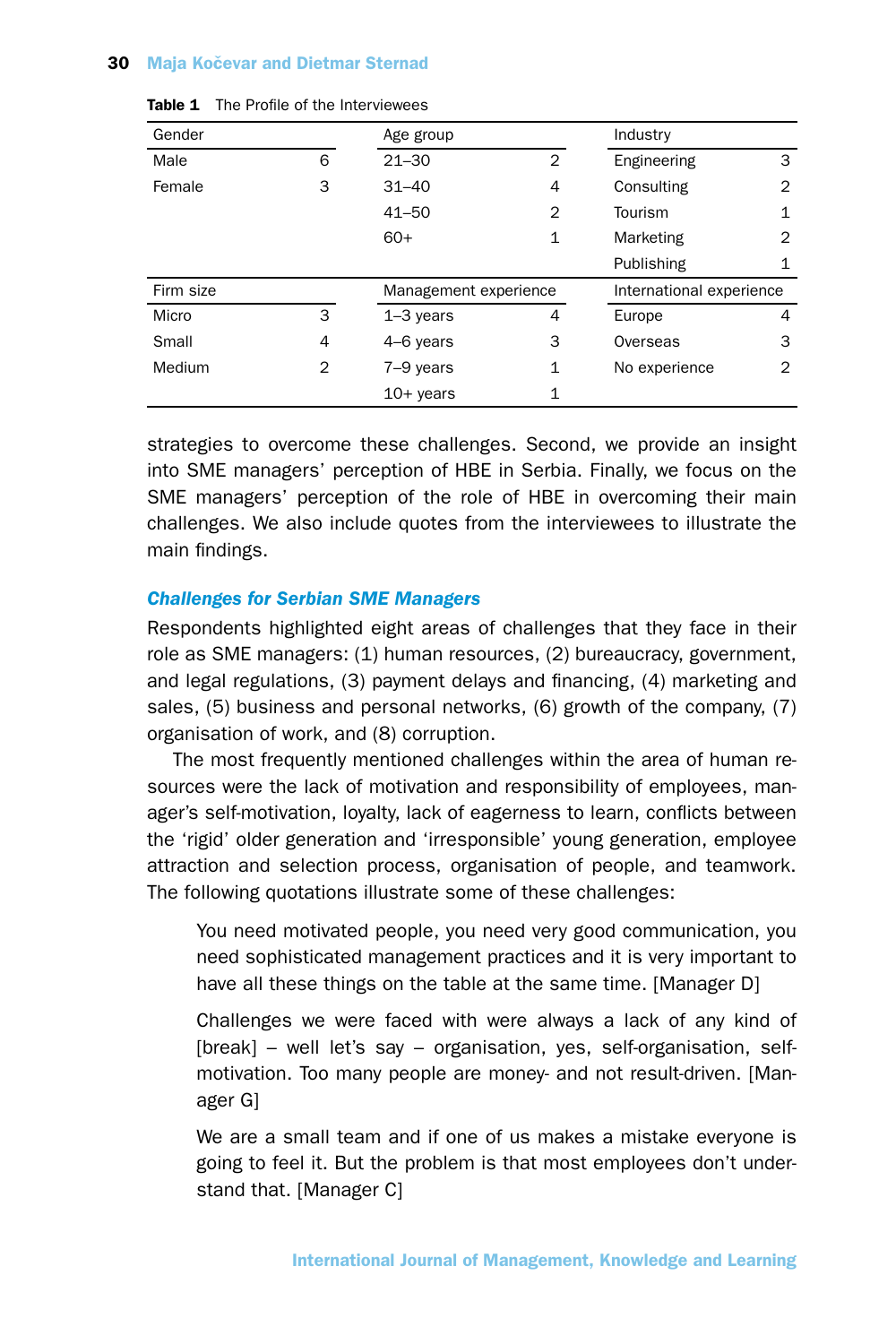**Table 1** The Profile of the Interviewees

| Gender | | Age group | | Industry | |
|---|---|---|---|---|---|
| Male | 6 | 21–30 | 2 | Engineering | 3 |
| Female | 3 | 31–40 | 4 | Consulting | 2 |
| | | 41–50 | 2 | Tourism | 1 |
| | | 60+ | 1 | Marketing | 2 |
| | | | | Publishing | 1 |
| **Firm size** | | **Management experience** | | **International experience** | |
| Micro | 3 | 1–3 years | 4 | Europe | 4 |
| Small | 4 | 4–6 years | 3 | Overseas | 3 |
| Medium | 2 | 7–9 years | 1 | No experience | 2 |
| | | 10+ years | 1 | | |

strategies to overcome these challenges. Second, we provide an insight into SME managers' perception of HBE in Serbia. Finally, we focus on the SME managers' perception of the role of HBE in overcoming their main challenges. We also include quotes from the interviewees to illustrate the main findings.

### *Challenges for Serbian SME Managers*

Respondents highlighted eight areas of challenges that they face in their role as SME managers: (1) human resources, (2) bureaucracy, government, and legal regulations, (3) payment delays and financing, (4) marketing and sales, (5) business and personal networks, (6) growth of the company, (7) organisation of work, and (8) corruption.

The most frequently mentioned challenges within the area of human resources were the lack of motivation and responsibility of employees, manager's self-motivation, loyalty, lack of eagerness to learn, conflicts between the 'rigid' older generation and 'irresponsible' young generation, employee attraction and selection process, organisation of people, and teamwork. The following quotations illustrate some of these challenges:

> You need motivated people, you need very good communication, you need sophisticated management practices and it is very important to have all these things on the table at the same time. [Manager D]

> Challenges we were faced with were always a lack of any kind of [break] – well let's say – organisation, yes, self-organisation, self-motivation. Too many people are money- and not result-driven. [Manager G]

> We are a small team and if one of us makes a mistake everyone is going to feel it. But the problem is that most employees don't understand that. [Manager C]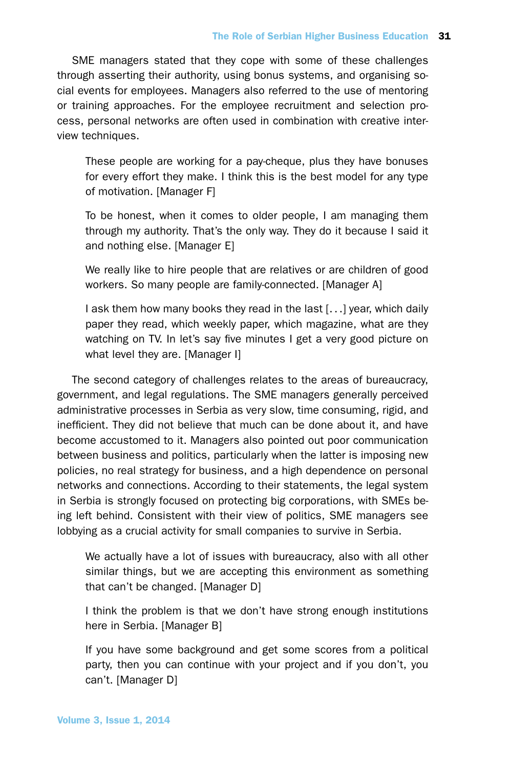SME managers stated that they cope with some of these challenges through asserting their authority, using bonus systems, and organising social events for employees. Managers also referred to the use of mentoring or training approaches. For the employee recruitment and selection process, personal networks are often used in combination with creative interview techniques.

> These people are working for a pay-cheque, plus they have bonuses for every effort they make. I think this is the best model for any type of motivation. [Manager F]

> To be honest, when it comes to older people, I am managing them through my authority. That's the only way. They do it because I said it and nothing else. [Manager E]

> We really like to hire people that are relatives or are children of good workers. So many people are family-connected. [Manager A]

> I ask them how many books they read in the last [...] year, which daily paper they read, which weekly paper, which magazine, what are they watching on TV. In let's say five minutes I get a very good picture on what level they are. [Manager I]

The second category of challenges relates to the areas of bureaucracy, government, and legal regulations. The SME managers generally perceived administrative processes in Serbia as very slow, time consuming, rigid, and inefficient. They did not believe that much can be done about it, and have become accustomed to it. Managers also pointed out poor communication between business and politics, particularly when the latter is imposing new policies, no real strategy for business, and a high dependence on personal networks and connections. According to their statements, the legal system in Serbia is strongly focused on protecting big corporations, with SMEs being left behind. Consistent with their view of politics, SME managers see lobbying as a crucial activity for small companies to survive in Serbia.

> We actually have a lot of issues with bureaucracy, also with all other similar things, but we are accepting this environment as something that can't be changed. [Manager D]

> I think the problem is that we don't have strong enough institutions here in Serbia. [Manager B]

> If you have some background and get some scores from a political party, then you can continue with your project and if you don't, you can't. [Manager D]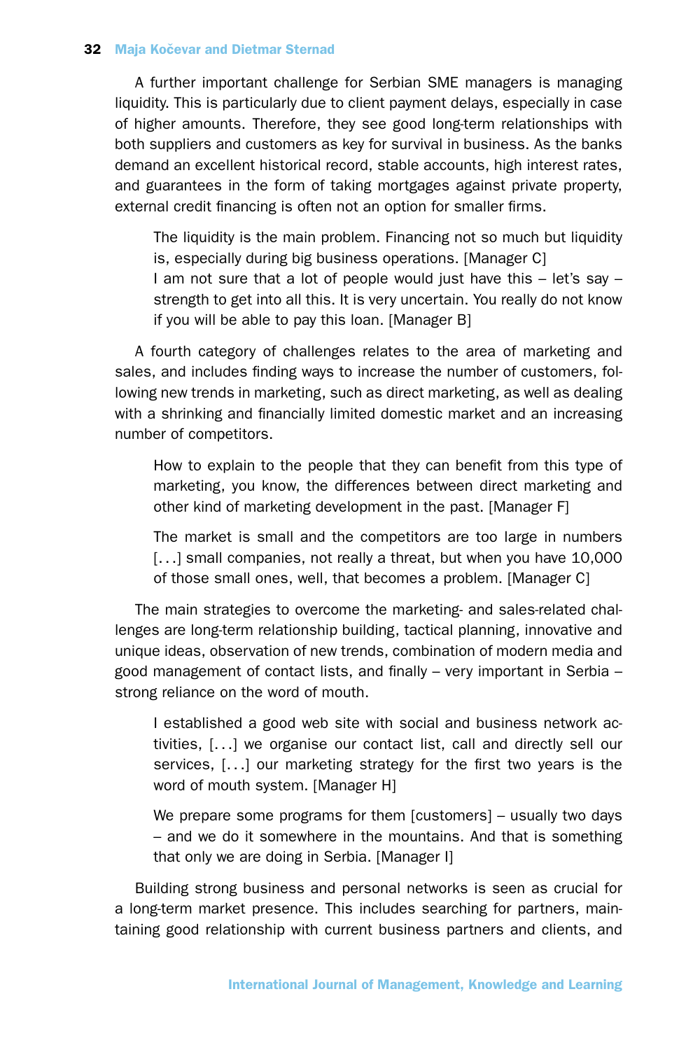A further important challenge for Serbian SME managers is managing liquidity. This is particularly due to client payment delays, especially in case of higher amounts. Therefore, they see good long-term relationships with both suppliers and customers as key for survival in business. As the banks demand an excellent historical record, stable accounts, high interest rates, and guarantees in the form of taking mortgages against private property, external credit financing is often not an option for smaller firms.

> The liquidity is the main problem. Financing not so much but liquidity is, especially during big business operations. [Manager C]
> I am not sure that a lot of people would just have this – let's say – strength to get into all this. It is very uncertain. You really do not know if you will be able to pay this loan. [Manager B]

A fourth category of challenges relates to the area of marketing and sales, and includes finding ways to increase the number of customers, following new trends in marketing, such as direct marketing, as well as dealing with a shrinking and financially limited domestic market and an increasing number of competitors.

> How to explain to the people that they can benefit from this type of marketing, you know, the differences between direct marketing and other kind of marketing development in the past. [Manager F]

> The market is small and the competitors are too large in numbers [...] small companies, not really a threat, but when you have 10,000 of those small ones, well, that becomes a problem. [Manager C]

The main strategies to overcome the marketing- and sales-related challenges are long-term relationship building, tactical planning, innovative and unique ideas, observation of new trends, combination of modern media and good management of contact lists, and finally – very important in Serbia – strong reliance on the word of mouth.

> I established a good web site with social and business network activities, [...] we organise our contact list, call and directly sell our services, [...] our marketing strategy for the first two years is the word of mouth system. [Manager H]

> We prepare some programs for them [customers] – usually two days – and we do it somewhere in the mountains. And that is something that only we are doing in Serbia. [Manager I]

Building strong business and personal networks is seen as crucial for a long-term market presence. This includes searching for partners, maintaining good relationship with current business partners and clients, and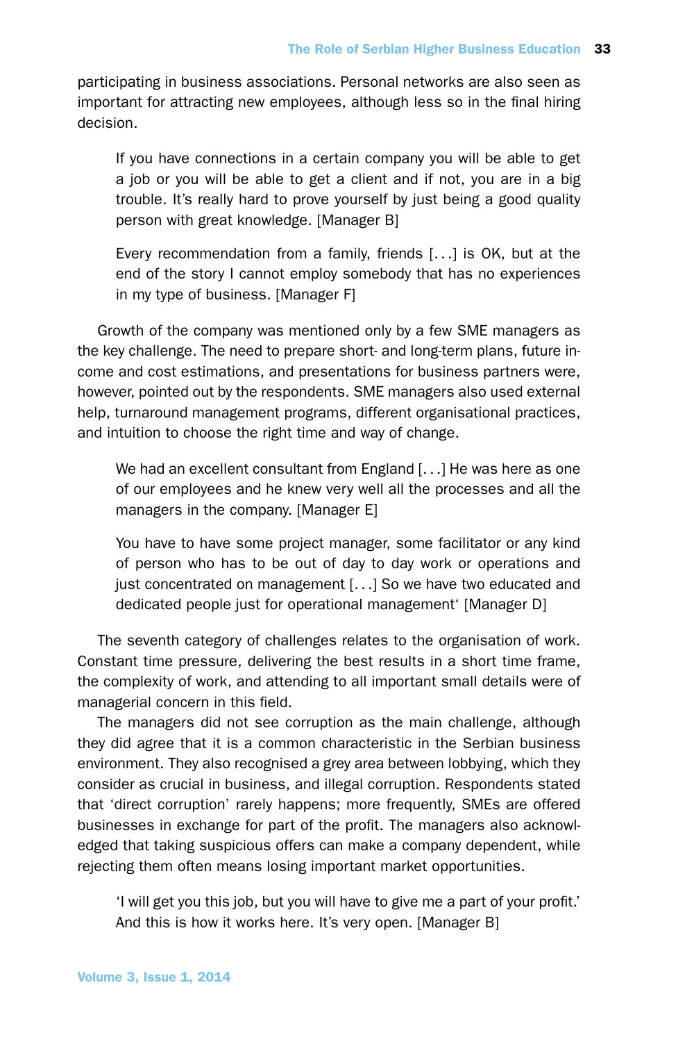participating in business associations. Personal networks are also seen as important for attracting new employees, although less so in the final hiring decision.

> If you have connections in a certain company you will be able to get a job or you will be able to get a client and if not, you are in a big trouble. It's really hard to prove yourself by just being a good quality person with great knowledge. [Manager B]

> Every recommendation from a family, friends [...] is OK, but at the end of the story I cannot employ somebody that has no experiences in my type of business. [Manager F]

Growth of the company was mentioned only by a few SME managers as the key challenge. The need to prepare short- and long-term plans, future income and cost estimations, and presentations for business partners were, however, pointed out by the respondents. SME managers also used external help, turnaround management programs, different organisational practices, and intuition to choose the right time and way of change.

> We had an excellent consultant from England [...] He was here as one of our employees and he knew very well all the processes and all the managers in the company. [Manager E]

> You have to have some project manager, some facilitator or any kind of person who has to be out of day to day work or operations and just concentrated on management [...] So we have two educated and dedicated people just for operational management' [Manager D]

The seventh category of challenges relates to the organisation of work. Constant time pressure, delivering the best results in a short time frame, the complexity of work, and attending to all important small details were of managerial concern in this field.

The managers did not see corruption as the main challenge, although they did agree that it is a common characteristic in the Serbian business environment. They also recognised a grey area between lobbying, which they consider as crucial in business, and illegal corruption. Respondents stated that 'direct corruption' rarely happens; more frequently, SMEs are offered businesses in exchange for part of the profit. The managers also acknowledged that taking suspicious offers can make a company dependent, while rejecting them often means losing important market opportunities.

> 'I will get you this job, but you will have to give me a part of your profit.' And this is how it works here. It's very open. [Manager B]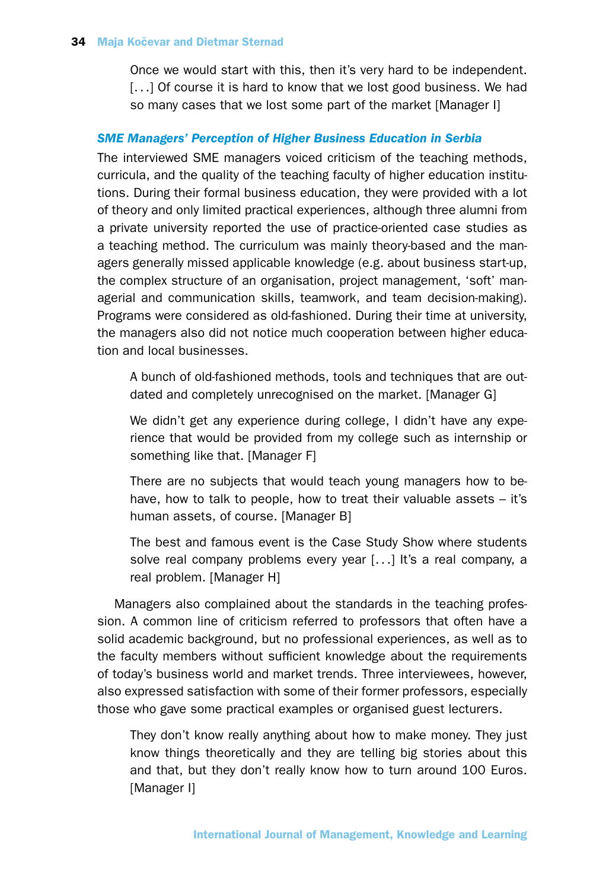> Once we would start with this, then it's very hard to be independent. [...] Of course it is hard to know that we lost good business. We had so many cases that we lost some part of the market [Manager I]

***SME Managers' Perception of Higher Business Education in Serbia***

The interviewed SME managers voiced criticism of the teaching methods, curricula, and the quality of the teaching faculty of higher education institutions. During their formal business education, they were provided with a lot of theory and only limited practical experiences, although three alumni from a private university reported the use of practice-oriented case studies as a teaching method. The curriculum was mainly theory-based and the managers generally missed applicable knowledge (e.g. about business start-up, the complex structure of an organisation, project management, 'soft' managerial and communication skills, teamwork, and team decision-making). Programs were considered as old-fashioned. During their time at university, the managers also did not notice much cooperation between higher education and local businesses.

> A bunch of old-fashioned methods, tools and techniques that are outdated and completely unrecognised on the market. [Manager G]

> We didn't get any experience during college, I didn't have any experience that would be provided from my college such as internship or something like that. [Manager F]

> There are no subjects that would teach young managers how to behave, how to talk to people, how to treat their valuable assets – it's human assets, of course. [Manager B]

> The best and famous event is the Case Study Show where students solve real company problems every year [...] It's a real company, a real problem. [Manager H]

Managers also complained about the standards in the teaching profession. A common line of criticism referred to professors that often have a solid academic background, but no professional experiences, as well as to the faculty members without sufficient knowledge about the requirements of today's business world and market trends. Three interviewees, however, also expressed satisfaction with some of their former professors, especially those who gave some practical examples or organised guest lecturers.

> They don't know really anything about how to make money. They just know things theoretically and they are telling big stories about this and that, but they don't really know how to turn around 100 Euros. [Manager I]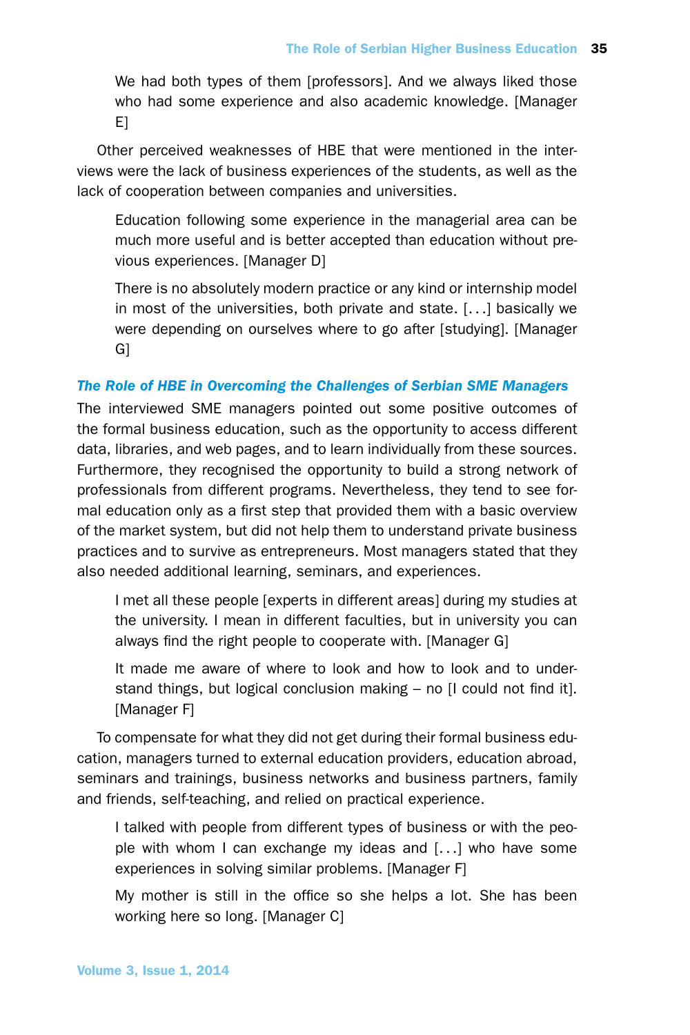> We had both types of them [professors]. And we always liked those who had some experience and also academic knowledge. [Manager E]

Other perceived weaknesses of HBE that were mentioned in the interviews were the lack of business experiences of the students, as well as the lack of cooperation between companies and universities.

> Education following some experience in the managerial area can be much more useful and is better accepted than education without previous experiences. [Manager D]

> There is no absolutely modern practice or any kind or internship model in most of the universities, both private and state. [. . .] basically we were depending on ourselves where to go after [studying]. [Manager G]

### *The Role of HBE in Overcoming the Challenges of Serbian SME Managers*

The interviewed SME managers pointed out some positive outcomes of the formal business education, such as the opportunity to access different data, libraries, and web pages, and to learn individually from these sources. Furthermore, they recognised the opportunity to build a strong network of professionals from different programs. Nevertheless, they tend to see formal education only as a first step that provided them with a basic overview of the market system, but did not help them to understand private business practices and to survive as entrepreneurs. Most managers stated that they also needed additional learning, seminars, and experiences.

> I met all these people [experts in different areas] during my studies at the university. I mean in different faculties, but in university you can always find the right people to cooperate with. [Manager G]

> It made me aware of where to look and how to look and to understand things, but logical conclusion making – no [I could not find it]. [Manager F]

To compensate for what they did not get during their formal business education, managers turned to external education providers, education abroad, seminars and trainings, business networks and business partners, family and friends, self-teaching, and relied on practical experience.

> I talked with people from different types of business or with the people with whom I can exchange my ideas and [. . .] who have some experiences in solving similar problems. [Manager F]

> My mother is still in the office so she helps a lot. She has been working here so long. [Manager C]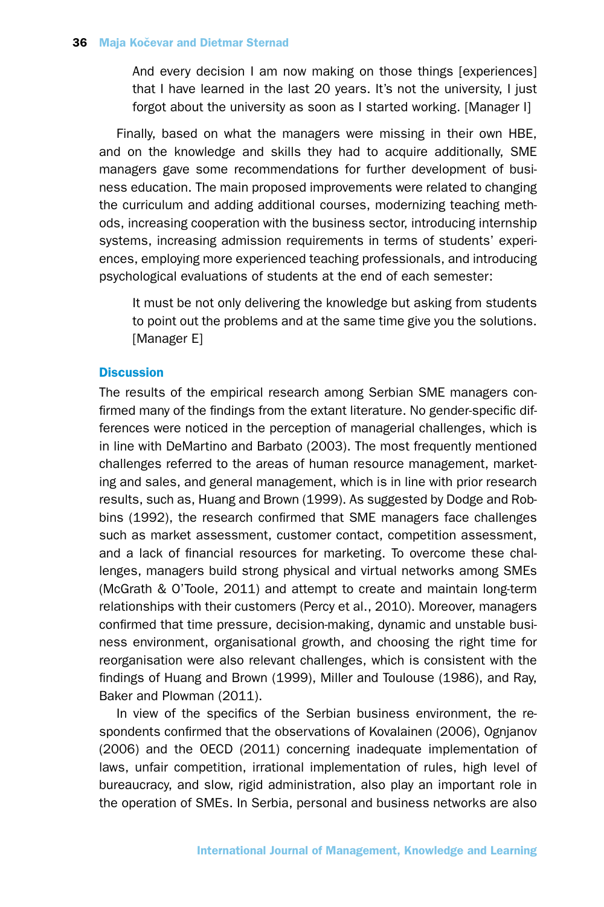> And every decision I am now making on those things [experiences] that I have learned in the last 20 years. It's not the university, I just forgot about the university as soon as I started working. [Manager I]

Finally, based on what the managers were missing in their own HBE, and on the knowledge and skills they had to acquire additionally, SME managers gave some recommendations for further development of business education. The main proposed improvements were related to changing the curriculum and adding additional courses, modernizing teaching methods, increasing cooperation with the business sector, introducing internship systems, increasing admission requirements in terms of students' experiences, employing more experienced teaching professionals, and introducing psychological evaluations of students at the end of each semester:

> It must be not only delivering the knowledge but asking from students to point out the problems and at the same time give you the solutions. [Manager E]

## Discussion

The results of the empirical research among Serbian SME managers confirmed many of the findings from the extant literature. No gender-specific differences were noticed in the perception of managerial challenges, which is in line with DeMartino and Barbato (2003). The most frequently mentioned challenges referred to the areas of human resource management, marketing and sales, and general management, which is in line with prior research results, such as, Huang and Brown (1999). As suggested by Dodge and Robbins (1992), the research confirmed that SME managers face challenges such as market assessment, customer contact, competition assessment, and a lack of financial resources for marketing. To overcome these challenges, managers build strong physical and virtual networks among SMEs (McGrath & O'Toole, 2011) and attempt to create and maintain long-term relationships with their customers (Percy et al., 2010). Moreover, managers confirmed that time pressure, decision-making, dynamic and unstable business environment, organisational growth, and choosing the right time for reorganisation were also relevant challenges, which is consistent with the findings of Huang and Brown (1999), Miller and Toulouse (1986), and Ray, Baker and Plowman (2011).

In view of the specifics of the Serbian business environment, the respondents confirmed that the observations of Kovalainen (2006), Ognjanov (2006) and the OECD (2011) concerning inadequate implementation of laws, unfair competition, irrational implementation of rules, high level of bureaucracy, and slow, rigid administration, also play an important role in the operation of SMEs. In Serbia, personal and business networks are also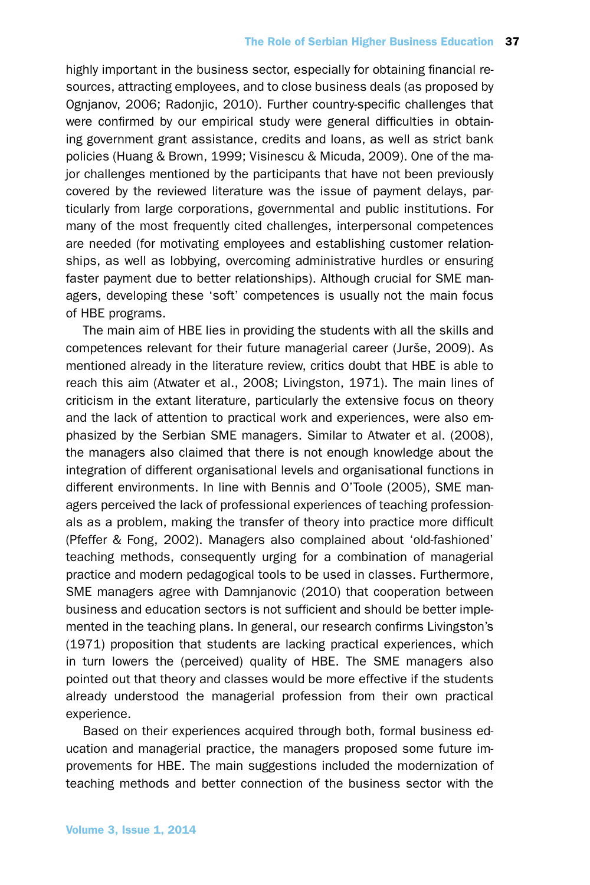highly important in the business sector, especially for obtaining financial resources, attracting employees, and to close business deals (as proposed by Ognjanov, 2006; Radonjic, 2010). Further country-specific challenges that were confirmed by our empirical study were general difficulties in obtaining government grant assistance, credits and loans, as well as strict bank policies (Huang & Brown, 1999; Visinescu & Micuda, 2009). One of the major challenges mentioned by the participants that have not been previously covered by the reviewed literature was the issue of payment delays, particularly from large corporations, governmental and public institutions. For many of the most frequently cited challenges, interpersonal competences are needed (for motivating employees and establishing customer relationships, as well as lobbying, overcoming administrative hurdles or ensuring faster payment due to better relationships). Although crucial for SME managers, developing these 'soft' competences is usually not the main focus of HBE programs.

The main aim of HBE lies in providing the students with all the skills and competences relevant for their future managerial career (Jurše, 2009). As mentioned already in the literature review, critics doubt that HBE is able to reach this aim (Atwater et al., 2008; Livingston, 1971). The main lines of criticism in the extant literature, particularly the extensive focus on theory and the lack of attention to practical work and experiences, were also emphasized by the Serbian SME managers. Similar to Atwater et al. (2008), the managers also claimed that there is not enough knowledge about the integration of different organisational levels and organisational functions in different environments. In line with Bennis and O'Toole (2005), SME managers perceived the lack of professional experiences of teaching professionals as a problem, making the transfer of theory into practice more difficult (Pfeffer & Fong, 2002). Managers also complained about 'old-fashioned' teaching methods, consequently urging for a combination of managerial practice and modern pedagogical tools to be used in classes. Furthermore, SME managers agree with Damnjanovic (2010) that cooperation between business and education sectors is not sufficient and should be better implemented in the teaching plans. In general, our research confirms Livingston's (1971) proposition that students are lacking practical experiences, which in turn lowers the (perceived) quality of HBE. The SME managers also pointed out that theory and classes would be more effective if the students already understood the managerial profession from their own practical experience.

Based on their experiences acquired through both, formal business education and managerial practice, the managers proposed some future improvements for HBE. The main suggestions included the modernization of teaching methods and better connection of the business sector with the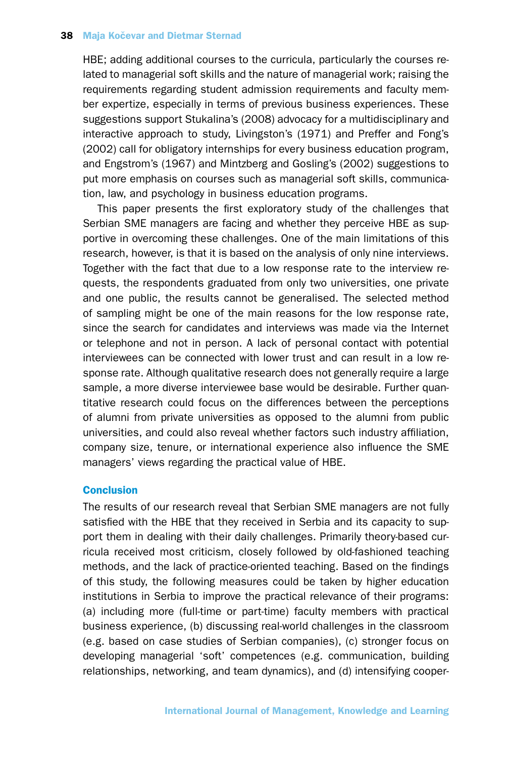HBE; adding additional courses to the curricula, particularly the courses related to managerial soft skills and the nature of managerial work; raising the requirements regarding student admission requirements and faculty member expertize, especially in terms of previous business experiences. These suggestions support Stukalina's (2008) advocacy for a multidisciplinary and interactive approach to study, Livingston's (1971) and Preffer and Fong's (2002) call for obligatory internships for every business education program, and Engstrom's (1967) and Mintzberg and Gosling's (2002) suggestions to put more emphasis on courses such as managerial soft skills, communication, law, and psychology in business education programs.

This paper presents the first exploratory study of the challenges that Serbian SME managers are facing and whether they perceive HBE as supportive in overcoming these challenges. One of the main limitations of this research, however, is that it is based on the analysis of only nine interviews. Together with the fact that due to a low response rate to the interview requests, the respondents graduated from only two universities, one private and one public, the results cannot be generalised. The selected method of sampling might be one of the main reasons for the low response rate, since the search for candidates and interviews was made via the Internet or telephone and not in person. A lack of personal contact with potential interviewees can be connected with lower trust and can result in a low response rate. Although qualitative research does not generally require a large sample, a more diverse interviewee base would be desirable. Further quantitative research could focus on the differences between the perceptions of alumni from private universities as opposed to the alumni from public universities, and could also reveal whether factors such industry affiliation, company size, tenure, or international experience also influence the SME managers' views regarding the practical value of HBE.

## Conclusion

The results of our research reveal that Serbian SME managers are not fully satisfied with the HBE that they received in Serbia and its capacity to support them in dealing with their daily challenges. Primarily theory-based curricula received most criticism, closely followed by old-fashioned teaching methods, and the lack of practice-oriented teaching. Based on the findings of this study, the following measures could be taken by higher education institutions in Serbia to improve the practical relevance of their programs: (a) including more (full-time or part-time) faculty members with practical business experience, (b) discussing real-world challenges in the classroom (e.g. based on case studies of Serbian companies), (c) stronger focus on developing managerial 'soft' competences (e.g. communication, building relationships, networking, and team dynamics), and (d) intensifying cooper-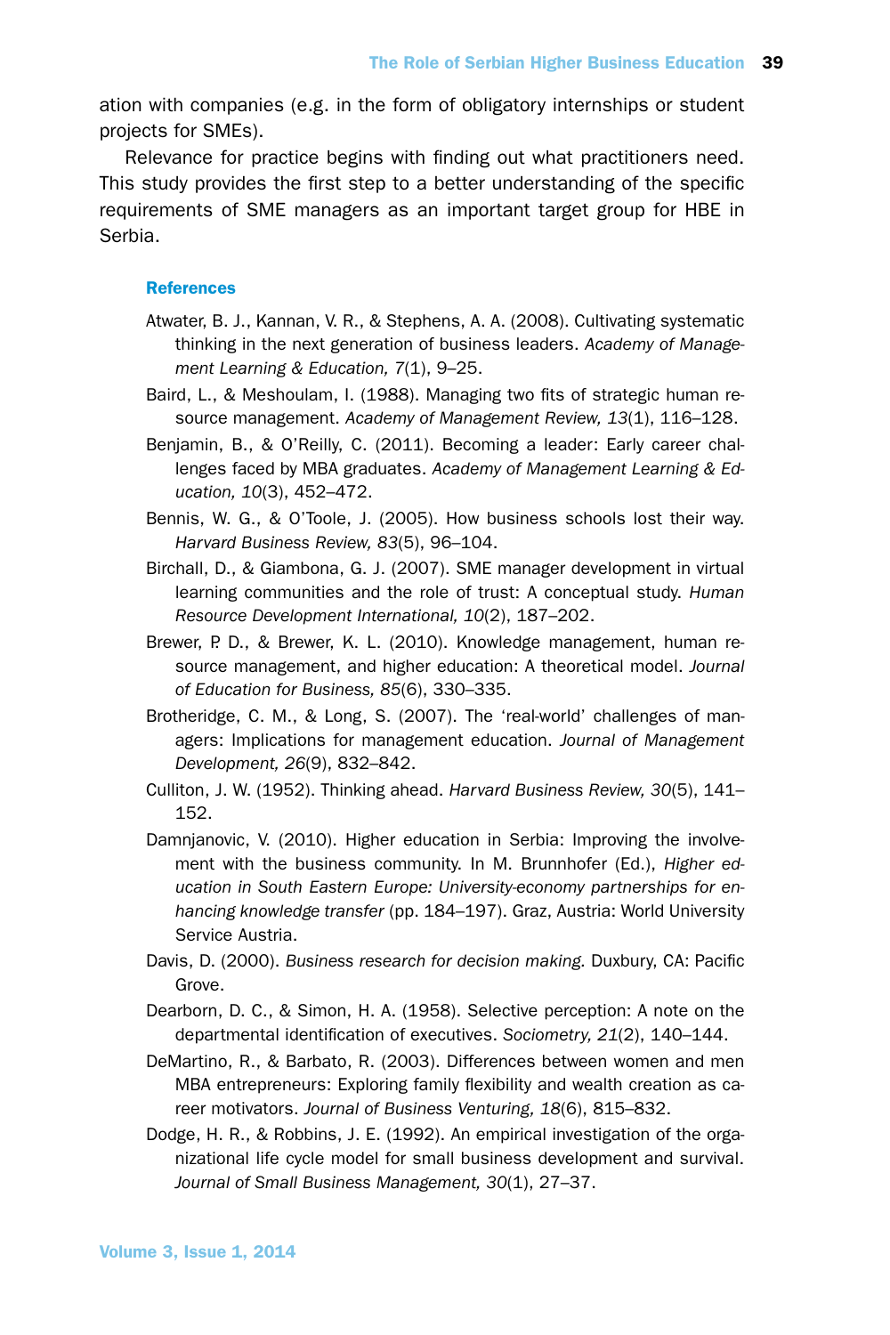ation with companies (e.g. in the form of obligatory internships or student projects for SMEs).

Relevance for practice begins with finding out what practitioners need. This study provides the first step to a better understanding of the specific requirements of SME managers as an important target group for HBE in Serbia.

## References

Atwater, B. J., Kannan, V. R., & Stephens, A. A. (2008). Cultivating systematic thinking in the next generation of business leaders. *Academy of Management Learning & Education, 7*(1), 9–25.

Baird, L., & Meshoulam, I. (1988). Managing two fits of strategic human resource management. *Academy of Management Review, 13*(1), 116–128.

Benjamin, B., & O'Reilly, C. (2011). Becoming a leader: Early career challenges faced by MBA graduates. *Academy of Management Learning & Education, 10*(3), 452–472.

Bennis, W. G., & O'Toole, J. (2005). How business schools lost their way. *Harvard Business Review, 83*(5), 96–104.

Birchall, D., & Giambona, G. J. (2007). SME manager development in virtual learning communities and the role of trust: A conceptual study. *Human Resource Development International, 10*(2), 187–202.

Brewer, P. D., & Brewer, K. L. (2010). Knowledge management, human resource management, and higher education: A theoretical model. *Journal of Education for Business, 85*(6), 330–335.

Brotheridge, C. M., & Long, S. (2007). The 'real-world' challenges of managers: Implications for management education. *Journal of Management Development, 26*(9), 832–842.

Culliton, J. W. (1952). Thinking ahead. *Harvard Business Review, 30*(5), 141–152.

Damnjanovic, V. (2010). Higher education in Serbia: Improving the involvement with the business community. In M. Brunnhofer (Ed.), *Higher education in South Eastern Europe: University-economy partnerships for enhancing knowledge transfer* (pp. 184–197). Graz, Austria: World University Service Austria.

Davis, D. (2000). *Business research for decision making.* Duxbury, CA: Pacific Grove.

Dearborn, D. C., & Simon, H. A. (1958). Selective perception: A note on the departmental identification of executives. *Sociometry, 21*(2), 140–144.

DeMartino, R., & Barbato, R. (2003). Differences between women and men MBA entrepreneurs: Exploring family flexibility and wealth creation as career motivators. *Journal of Business Venturing, 18*(6), 815–832.

Dodge, H. R., & Robbins, J. E. (1992). An empirical investigation of the organizational life cycle model for small business development and survival. *Journal of Small Business Management, 30*(1), 27–37.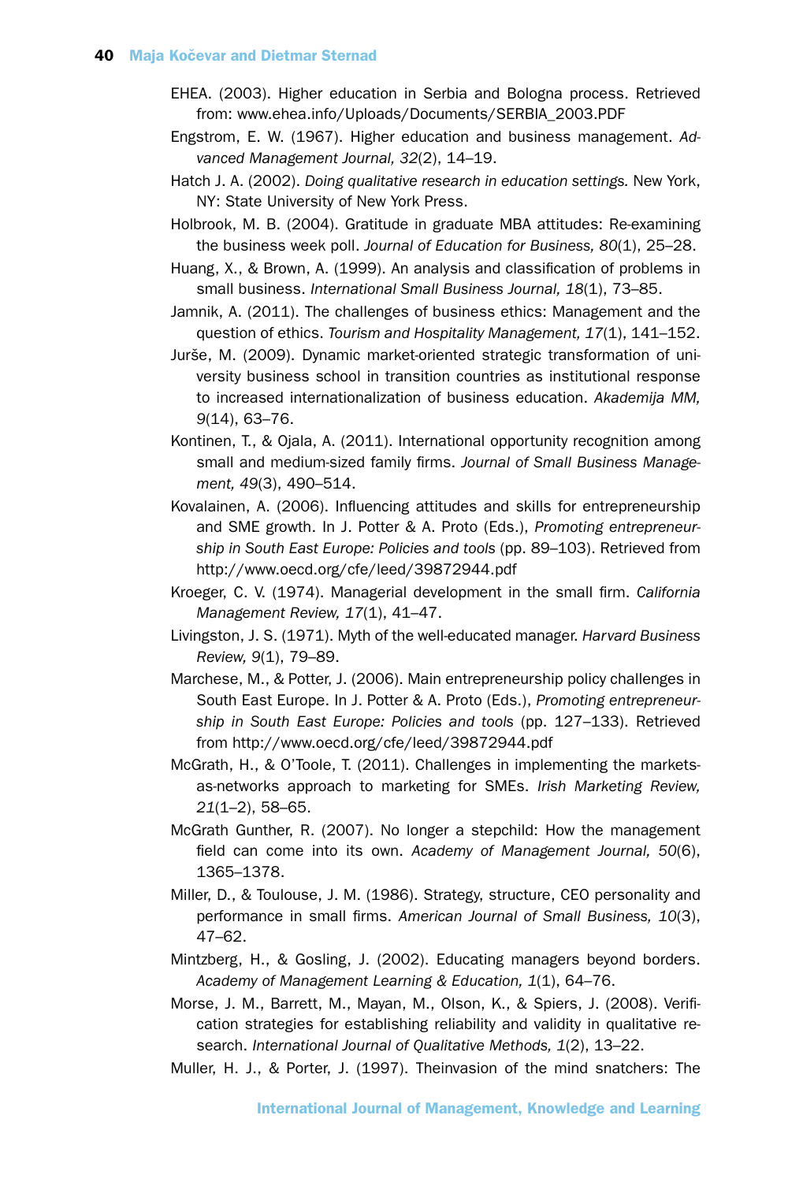EHEA. (2003). Higher education in Serbia and Bologna process. Retrieved from: www.ehea.info/Uploads/Documents/SERBIA_2003.PDF

Engstrom, E. W. (1967). Higher education and business management. *Advanced Management Journal, 32*(2), 14–19.

Hatch J. A. (2002). *Doing qualitative research in education settings.* New York, NY: State University of New York Press.

Holbrook, M. B. (2004). Gratitude in graduate MBA attitudes: Re-examining the business week poll. *Journal of Education for Business, 80*(1), 25–28.

Huang, X., & Brown, A. (1999). An analysis and classification of problems in small business. *International Small Business Journal, 18*(1), 73–85.

Jamnik, A. (2011). The challenges of business ethics: Management and the question of ethics. *Tourism and Hospitality Management, 17*(1), 141–152.

Jurše, M. (2009). Dynamic market-oriented strategic transformation of university business school in transition countries as institutional response to increased internationalization of business education. *Akademija MM, 9*(14), 63–76.

Kontinen, T., & Ojala, A. (2011). International opportunity recognition among small and medium-sized family firms. *Journal of Small Business Management, 49*(3), 490–514.

Kovalainen, A. (2006). Influencing attitudes and skills for entrepreneurship and SME growth. In J. Potter & A. Proto (Eds.), *Promoting entrepreneurship in South East Europe: Policies and tools* (pp. 89–103). Retrieved from http://www.oecd.org/cfe/leed/39872944.pdf

Kroeger, C. V. (1974). Managerial development in the small firm. *California Management Review, 17*(1), 41–47.

Livingston, J. S. (1971). Myth of the well-educated manager. *Harvard Business Review, 9*(1), 79–89.

Marchese, M., & Potter, J. (2006). Main entrepreneurship policy challenges in South East Europe. In J. Potter & A. Proto (Eds.), *Promoting entrepreneurship in South East Europe: Policies and tools* (pp. 127–133). Retrieved from http://www.oecd.org/cfe/leed/39872944.pdf

McGrath, H., & O'Toole, T. (2011). Challenges in implementing the markets-as-networks approach to marketing for SMEs. *Irish Marketing Review, 21*(1–2), 58–65.

McGrath Gunther, R. (2007). No longer a stepchild: How the management field can come into its own. *Academy of Management Journal, 50*(6), 1365–1378.

Miller, D., & Toulouse, J. M. (1986). Strategy, structure, CEO personality and performance in small firms. *American Journal of Small Business, 10*(3), 47–62.

Mintzberg, H., & Gosling, J. (2002). Educating managers beyond borders. *Academy of Management Learning & Education, 1*(1), 64–76.

Morse, J. M., Barrett, M., Mayan, M., Olson, K., & Spiers, J. (2008). Verification strategies for establishing reliability and validity in qualitative research. *International Journal of Qualitative Methods, 1*(2), 13–22.

Muller, H. J., & Porter, J. (1997). Theinvasion of the mind snatchers: The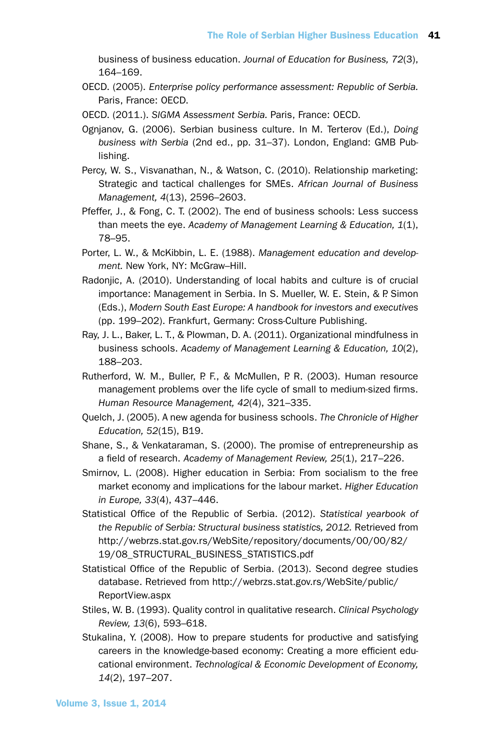business of business education. *Journal of Education for Business, 72*(3), 164–169.

OECD. (2005). *Enterprise policy performance assessment: Republic of Serbia.* Paris, France: OECD.

OECD. (2011.). *SIGMA Assessment Serbia.* Paris, France: OECD.

Ognjanov, G. (2006). Serbian business culture. In M. Terterov (Ed.), *Doing business with Serbia* (2nd ed., pp. 31–37). London, England: GMB Publishing.

Percy, W. S., Visvanathan, N., & Watson, C. (2010). Relationship marketing: Strategic and tactical challenges for SMEs. *African Journal of Business Management, 4*(13), 2596–2603.

Pfeffer, J., & Fong, C. T. (2002). The end of business schools: Less success than meets the eye. *Academy of Management Learning & Education, 1*(1), 78–95.

Porter, L. W., & McKibbin, L. E. (1988). *Management education and development.* New York, NY: McGraw–Hill.

Radonjic, A. (2010). Understanding of local habits and culture is of crucial importance: Management in Serbia. In S. Mueller, W. E. Stein, & P. Simon (Eds.), *Modern South East Europe: A handbook for investors and executives* (pp. 199–202). Frankfurt, Germany: Cross-Culture Publishing.

Ray, J. L., Baker, L. T., & Plowman, D. A. (2011). Organizational mindfulness in business schools. *Academy of Management Learning & Education, 10*(2), 188–203.

Rutherford, W. M., Buller, P. F., & McMullen, P. R. (2003). Human resource management problems over the life cycle of small to medium-sized firms. *Human Resource Management, 42*(4), 321–335.

Quelch, J. (2005). A new agenda for business schools. *The Chronicle of Higher Education, 52*(15), B19.

Shane, S., & Venkataraman, S. (2000). The promise of entrepreneurship as a field of research. *Academy of Management Review, 25*(1), 217–226.

Smirnov, L. (2008). Higher education in Serbia: From socialism to the free market economy and implications for the labour market. *Higher Education in Europe, 33*(4), 437–446.

Statistical Office of the Republic of Serbia. (2012). *Statistical yearbook of the Republic of Serbia: Structural business statistics, 2012.* Retrieved from http://webrzs.stat.gov.rs/WebSite/repository/documents/00/00/82/19/08_STRUCTURAL_BUSINESS_STATISTICS.pdf

Statistical Office of the Republic of Serbia. (2013). Second degree studies database. Retrieved from http://webrzs.stat.gov.rs/WebSite/public/ReportView.aspx

Stiles, W. B. (1993). Quality control in qualitative research. *Clinical Psychology Review, 13*(6), 593–618.

Stukalina, Y. (2008). How to prepare students for productive and satisfying careers in the knowledge-based economy: Creating a more efficient educational environment. *Technological & Economic Development of Economy, 14*(2), 197–207.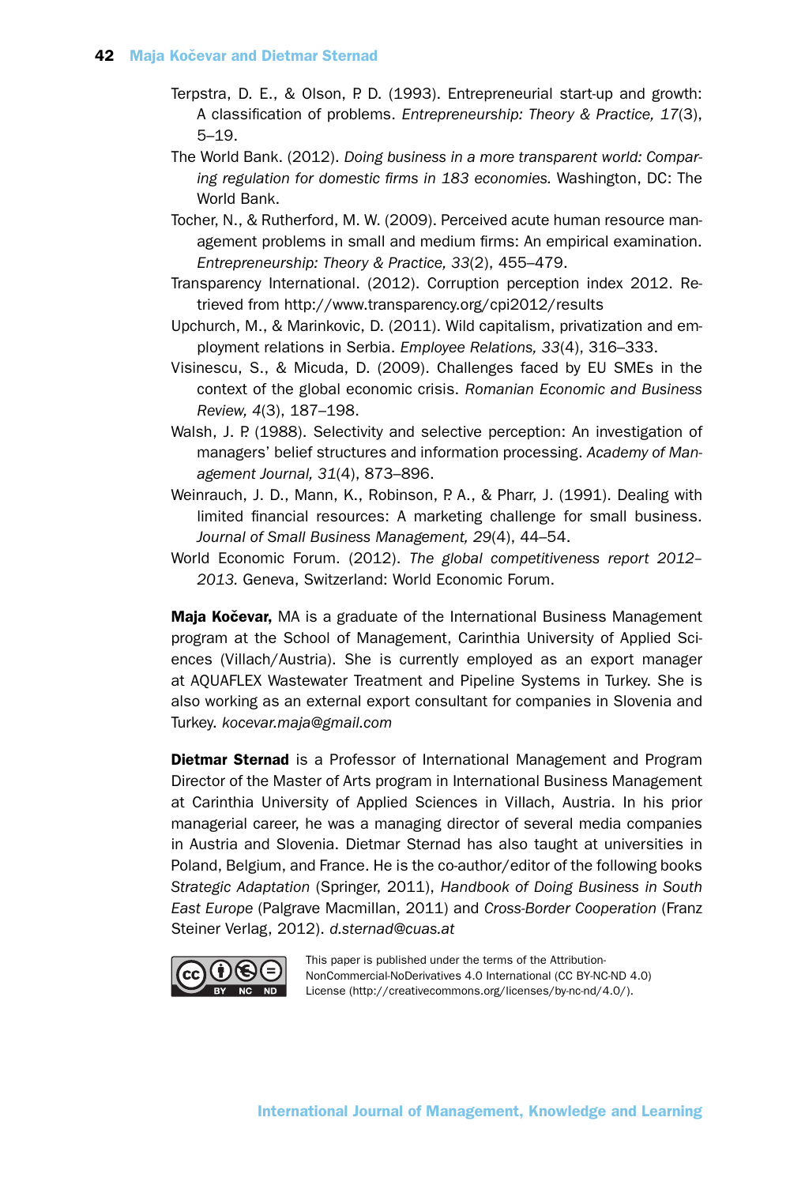Terpstra, D. E., & Olson, P. D. (1993). Entrepreneurial start-up and growth: A classification of problems. *Entrepreneurship: Theory & Practice, 17*(3), 5–19.

The World Bank. (2012). *Doing business in a more transparent world: Comparing regulation for domestic firms in 183 economies.* Washington, DC: The World Bank.

Tocher, N., & Rutherford, M. W. (2009). Perceived acute human resource management problems in small and medium firms: An empirical examination. *Entrepreneurship: Theory & Practice, 33*(2), 455–479.

Transparency International. (2012). Corruption perception index 2012. Retrieved from http://www.transparency.org/cpi2012/results

Upchurch, M., & Marinkovic, D. (2011). Wild capitalism, privatization and employment relations in Serbia. *Employee Relations, 33*(4), 316–333.

Visinescu, S., & Micuda, D. (2009). Challenges faced by EU SMEs in the context of the global economic crisis. *Romanian Economic and Business Review, 4*(3), 187–198.

Walsh, J. P. (1988). Selectivity and selective perception: An investigation of managers' belief structures and information processing. *Academy of Management Journal, 31*(4), 873–896.

Weinrauch, J. D., Mann, K., Robinson, P. A., & Pharr, J. (1991). Dealing with limited financial resources: A marketing challenge for small business. *Journal of Small Business Management, 29*(4), 44–54.

World Economic Forum. (2012). *The global competitiveness report 2012–2013.* Geneva, Switzerland: World Economic Forum.

**Maja Kočevar,** MA is a graduate of the International Business Management program at the School of Management, Carinthia University of Applied Sciences (Villach/Austria). She is currently employed as an export manager at AQUAFLEX Wastewater Treatment and Pipeline Systems in Turkey. She is also working as an external export consultant for companies in Slovenia and Turkey. *kocevar.maja@gmail.com*

**Dietmar Sternad** is a Professor of International Management and Program Director of the Master of Arts program in International Business Management at Carinthia University of Applied Sciences in Villach, Austria. In his prior managerial career, he was a managing director of several media companies in Austria and Slovenia. Dietmar Sternad has also taught at universities in Poland, Belgium, and France. He is the co-author/editor of the following books *Strategic Adaptation* (Springer, 2011), *Handbook of Doing Business in South East Europe* (Palgrave Macmillan, 2011) and *Cross-Border Cooperation* (Franz Steiner Verlag, 2012). *d.sternad@cuas.at*

This paper is published under the terms of the Attribution-NonCommercial-NoDerivatives 4.0 International (CC BY-NC-ND 4.0) License (http://creativecommons.org/licenses/by-nc-nd/4.0/).